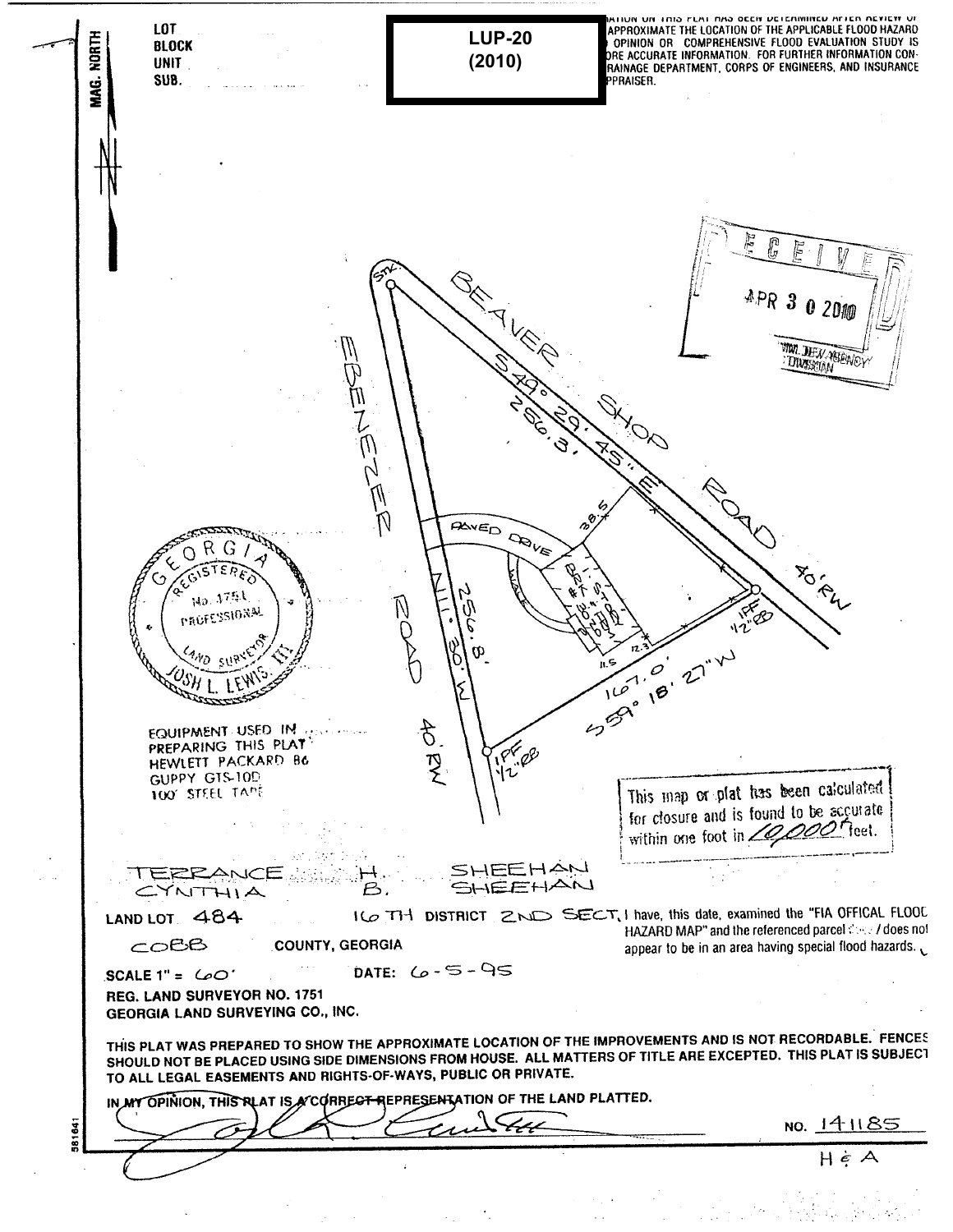LOT
BLOCK
UNIT
SUB.

MAG. NORTH

**LUP-20**
**(2010)**

...ATION ON THIS PLAT HAS BEEN DETERMINED AFTER REVIEW OF ... APPROXIMATE THE LOCATION OF THE APPLICABLE FLOOD HAZARD ... OPINION OR COMPREHENSIVE FLOOD EVALUATION STUDY IS ...RE ACCURATE INFORMATION. FOR FURTHER INFORMATION CON... RAINAGE DEPARTMENT, CORPS OF ENGINEERS, AND INSURANCE ...PPRAISER.

RECEIVED
APR 30 2010

STK.

BEAVER SHOP ROAD
S 49° 29' 45" E
256.3'
40' RW

EBENEZER ROAD
N 11° 30' W
256.8'
40' RW

PAVED DRIVE
WALK
38.5
12.3
11.5
IPF 1/2" RB
IPF 1/2" RB
167.0'
S 59° 18' 27" W

GEORGIA REGISTERED No. 1751 PROFESSIONAL LAND SURVEYOR JOSH L. LEWIS, III

EQUIPMENT USED IN PREPARING THIS PLAT:
HEWLETT PACKARD 86
GUPPY GTS-10D
100' STEEL TAPE

This map or plat has been calculated for closure and is found to be accurate within one foot in 10,000+ feet.

TERRANCE H. SHEEHAN
CYNTHIA B. SHEEHAN

LAND LOT 484 16TH DISTRICT 2ND SECT.

COBB COUNTY, GEORGIA

SCALE 1" = 60' DATE: 6-5-95

REG. LAND SURVEYOR NO. 1751
GEORGIA LAND SURVEYING CO., INC.

I have, this date, examined the "FIA OFFICAL FLOOD HAZARD MAP" and the referenced parcel does / does not appear to be in an area having special flood hazards.

THIS PLAT WAS PREPARED TO SHOW THE APPROXIMATE LOCATION OF THE IMPROVEMENTS AND IS NOT RECORDABLE. FENCES SHOULD NOT BE PLACED USING SIDE DIMENSIONS FROM HOUSE. ALL MATTERS OF TITLE ARE EXCEPTED. THIS PLAT IS SUBJECT TO ALL LEGAL EASEMENTS AND RIGHTS-OF-WAYS, PUBLIC OR PRIVATE.

IN MY OPINION, THIS PLAT IS A CORRECT REPRESENTATION OF THE LAND PLATTED.

NO. 141185

H & A

581641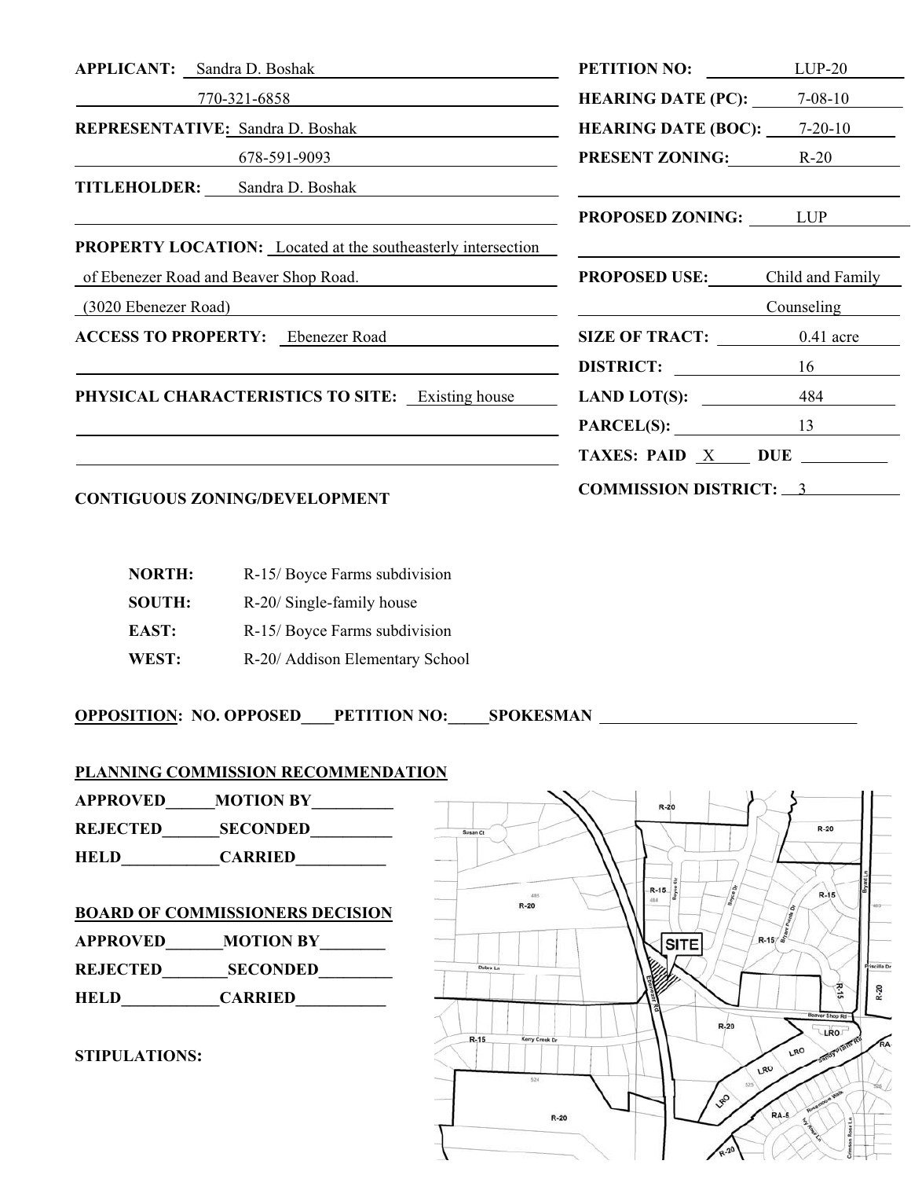**APPLICANT:** Sandra D. Boshak

770-321-6858

**REPRESENTATIVE:** Sandra D. Boshak

678-591-9093

**TITLEHOLDER:** Sandra D. Boshak

**PROPERTY LOCATION:** Located at the southeasterly intersection of Ebenezer Road and Beaver Shop Road.
(3020 Ebenezer Road)

**ACCESS TO PROPERTY:** Ebenezer Road

**PHYSICAL CHARACTERISTICS TO SITE:** Existing house

**PETITION NO:** LUP-20

**HEARING DATE (PC):** 7-08-10

**HEARING DATE (BOC):** 7-20-10

**PRESENT ZONING:** R-20

**PROPOSED ZONING:** LUP

**PROPOSED USE:** Child and Family Counseling

**SIZE OF TRACT:** 0.41 acre

**DISTRICT:** 16

**LAND LOT(S):** 484

**PARCEL(S):** 13

**TAXES: PAID** X **DUE** ____

**COMMISSION DISTRICT:** 3

**CONTIGUOUS ZONING/DEVELOPMENT**

| | |
|---|---|
| **NORTH:** | R-15/ Boyce Farms subdivision |
| **SOUTH:** | R-20/ Single-family house |
| **EAST:** | R-15/ Boyce Farms subdivision |
| **WEST:** | R-20/ Addison Elementary School |

**OPPOSITION: NO. OPPOSED____PETITION NO:_____SPOKESMAN** ____________

**PLANNING COMMISSION RECOMMENDATION**

**APPROVED______MOTION BY__________**

**REJECTED_______SECONDED__________**

**HELD____________CARRIED___________**

**BOARD OF COMMISSIONERS DECISION**

**APPROVED_______MOTION BY________**

**REJECTED________SECONDED_________**

**HELD____________CARRIED___________**

**STIPULATIONS:**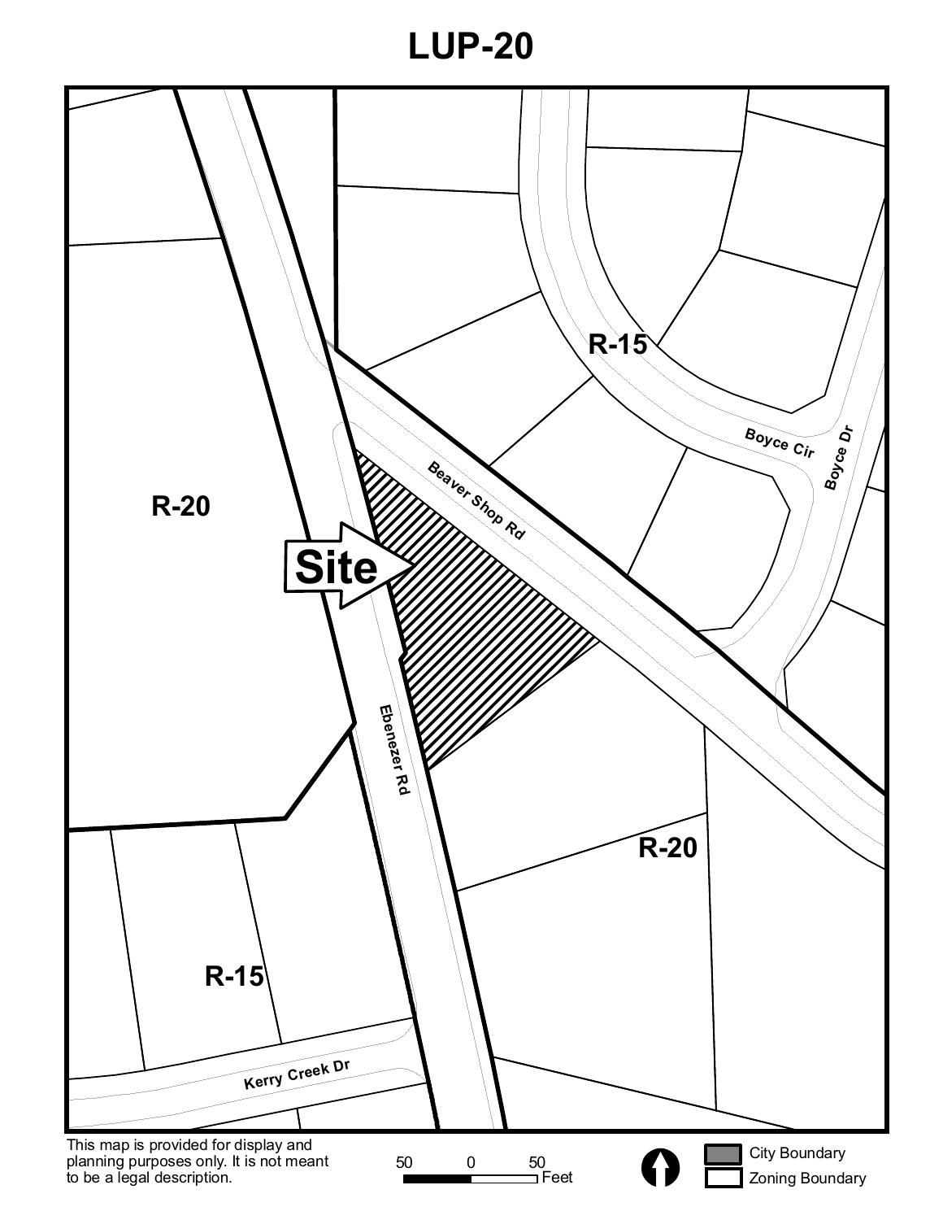# LUP-20

R-15

R-20

Site

Beaver Shop Rd

Boyce Cir

Boyce Dr

Ebenezer Rd

R-20

R-15

Kerry Creek Dr

This map is provided for display and planning purposes only. It is not meant to be a legal description.

50 0 50 Feet

City Boundary

Zoning Boundary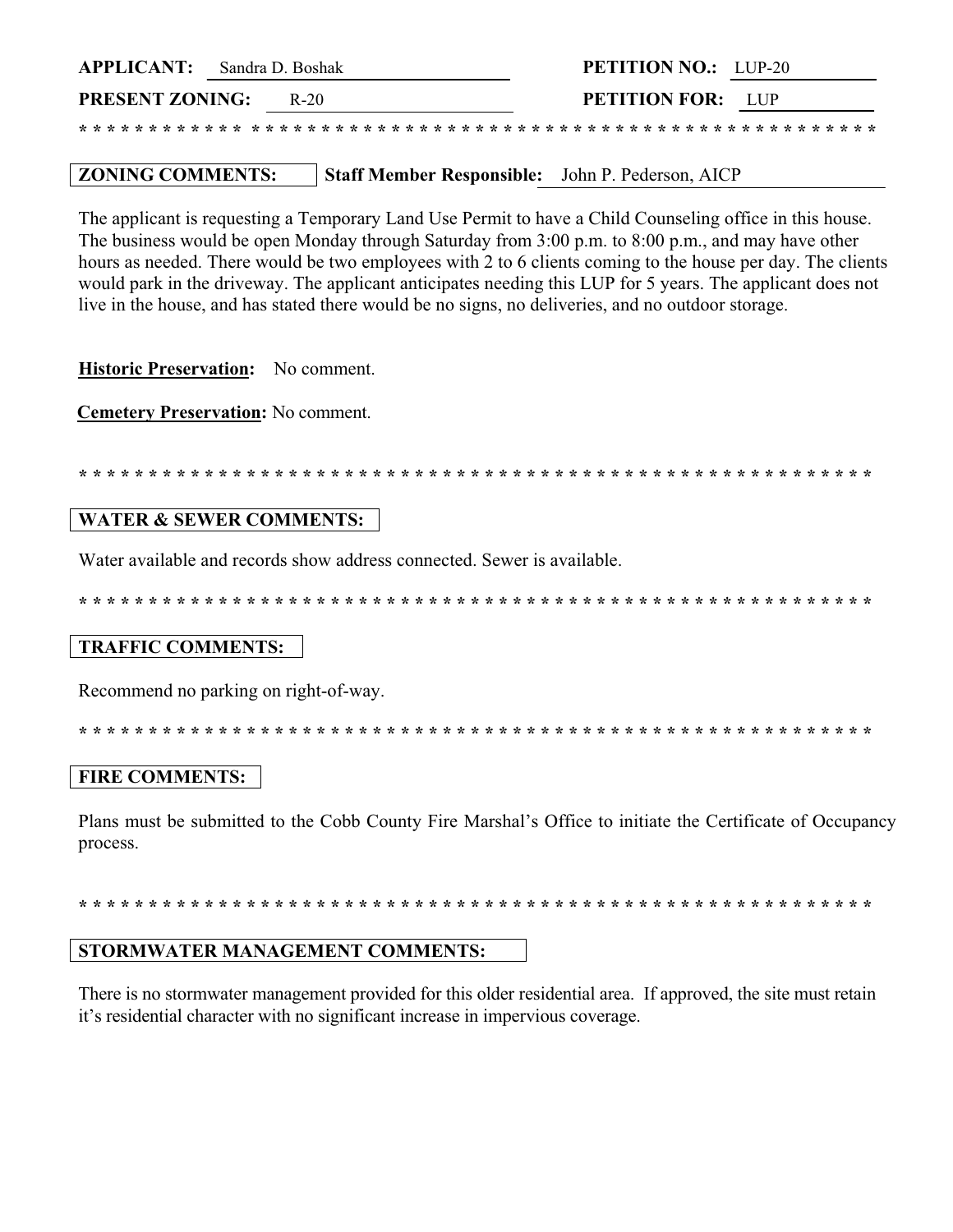**APPLICANT:** Sandra D. Boshak **PETITION NO.:** LUP-20

**PRESENT ZONING:** R-20 **PETITION FOR:** LUP

* * * * * * * * * * * * * * * * * * * * * * * * * * * * * * * * * * * * * * * * * * * * * * * * * * * * * * * * * * * * *

**ZONING COMMENTS:** **Staff Member Responsible:** John P. Pederson, AICP

The applicant is requesting a Temporary Land Use Permit to have a Child Counseling office in this house. The business would be open Monday through Saturday from 3:00 p.m. to 8:00 p.m., and may have other hours as needed. There would be two employees with 2 to 6 clients coming to the house per day. The clients would park in the driveway. The applicant anticipates needing this LUP for 5 years. The applicant does not live in the house, and has stated there would be no signs, no deliveries, and no outdoor storage.

**Historic Preservation:** No comment.

**Cemetery Preservation:** No comment.

* * * * * * * * * * * * * * * * * * * * * * * * * * * * * * * * * * * * * * * * * * * * * * * * * * * * * * * * * * * * *

**WATER & SEWER COMMENTS:**

Water available and records show address connected. Sewer is available.

* * * * * * * * * * * * * * * * * * * * * * * * * * * * * * * * * * * * * * * * * * * * * * * * * * * * * * * * * * * * *

**TRAFFIC COMMENTS:**

Recommend no parking on right-of-way.

* * * * * * * * * * * * * * * * * * * * * * * * * * * * * * * * * * * * * * * * * * * * * * * * * * * * * * * * * * * * *

**FIRE COMMENTS:**

Plans must be submitted to the Cobb County Fire Marshal's Office to initiate the Certificate of Occupancy process.

* * * * * * * * * * * * * * * * * * * * * * * * * * * * * * * * * * * * * * * * * * * * * * * * * * * * * * * * * * * * *

**STORMWATER MANAGEMENT COMMENTS:**

There is no stormwater management provided for this older residential area. If approved, the site must retain it's residential character with no significant increase in impervious coverage.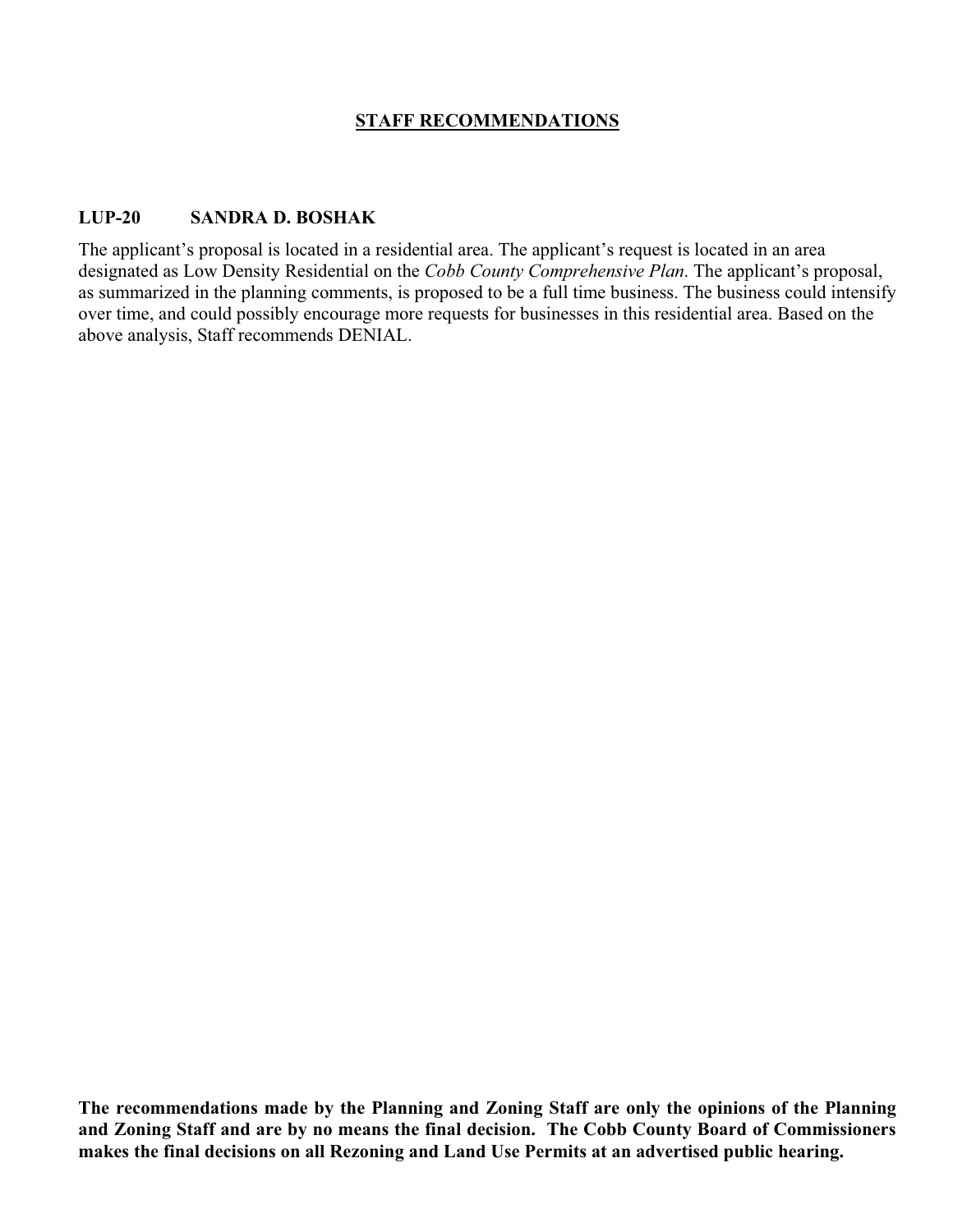## STAFF RECOMMENDATIONS

**LUP-20 SANDRA D. BOSHAK**

The applicant's proposal is located in a residential area. The applicant's request is located in an area designated as Low Density Residential on the *Cobb County Comprehensive Plan*. The applicant's proposal, as summarized in the planning comments, is proposed to be a full time business. The business could intensify over time, and could possibly encourage more requests for businesses in this residential area. Based on the above analysis, Staff recommends DENIAL.

**The recommendations made by the Planning and Zoning Staff are only the opinions of the Planning and Zoning Staff and are by no means the final decision. The Cobb County Board of Commissioners makes the final decisions on all Rezoning and Land Use Permits at an advertised public hearing.**